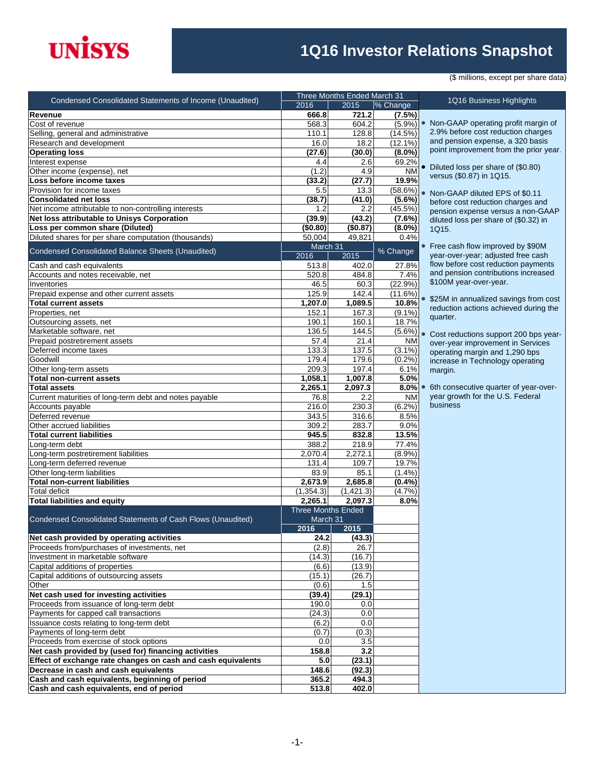# UNISYS

# 1Q16 Investor Relations Snapshot

($ millions, except per share data)

| Condensed Consolidated Statements of Income (Unaudited) | Three Months Ended March 31 | | |
|---|---|---|---|
| | 2016 | 2015 | % Change |
| **Revenue** | **666.8** | **721.2** | **(7.5%)** |
| Cost of revenue | 568.3 | 604.2 | (5.9%) |
| Selling, general and administrative | 110.1 | 128.8 | (14.5%) |
| Research and development | 16.0 | 18.2 | (12.1%) |
| **Operating loss** | **(27.6)** | **(30.0)** | **(8.0%)** |
| Interest expense | 4.4 | 2.6 | 69.2% |
| Other income (expense), net | (1.2) | 4.9 | NM |
| **Loss before income taxes** | **(33.2)** | **(27.7)** | **19.9%** |
| Provision for income taxes | 5.5 | 13.3 | (58.6%) |
| **Consolidated net loss** | **(38.7)** | **(41.0)** | **(5.6%)** |
| Net income attributable to non-controlling interests | 1.2 | 2.2 | (45.5%) |
| **Net loss attributable to Unisys Corporation** | **(39.9)** | **(43.2)** | **(7.6%)** |
| **Loss per common share (Diluted)** | **($0.80)** | **($0.87)** | **(8.0%)** |
| Diluted shares for per share computation (thousands) | 50,004 | 49,821 | 0.4% |

| Condensed Consolidated Balance Sheets (Unaudited) | March 31 | | % Change |
|---|---|---|---|
| | 2016 | 2015 | |
| Cash and cash equivalents | 513.8 | 402.0 | 27.8% |
| Accounts and notes receivable, net | 520.8 | 484.8 | 7.4% |
| Inventories | 46.5 | 60.3 | (22.9%) |
| Prepaid expense and other current assets | 125.9 | 142.4 | (11.6%) |
| **Total current assets** | **1,207.0** | **1,089.5** | **10.8%** |
| Properties, net | 152.1 | 167.3 | (9.1%) |
| Outsourcing assets, net | 190.1 | 160.1 | 18.7% |
| Marketable software, net | 136.5 | 144.5 | (5.6%) |
| Prepaid postretirement assets | 57.4 | 21.4 | NM |
| Deferred income taxes | 133.3 | 137.5 | (3.1%) |
| Goodwill | 179.4 | 179.6 | (0.2%) |
| Other long-term assets | 209.3 | 197.4 | 6.1% |
| **Total non-current assets** | **1,058.1** | **1,007.8** | **5.0%** |
| **Total assets** | **2,265.1** | **2,097.3** | **8.0%** |
| Current maturities of long-term debt and notes payable | 76.8 | 2.2 | NM |
| Accounts payable | 216.0 | 230.3 | (6.2%) |
| Deferred revenue | 343.5 | 316.6 | 8.5% |
| Other accrued liabilities | 309.2 | 283.7 | 9.0% |
| **Total current liabilities** | **945.5** | **832.8** | **13.5%** |
| Long-term debt | 388.2 | 218.9 | 77.4% |
| Long-term postretirement liabilities | 2,070.4 | 2,272.1 | (8.9%) |
| Long-term deferred revenue | 131.4 | 109.7 | 19.7% |
| Other long-term liabilities | 83.9 | 85.1 | (1.4%) |
| **Total non-current liabilities** | **2,673.9** | **2,685.8** | **(0.4%)** |
| Total deficit | (1,354.3) | (1,421.3) | (4.7%) |
| **Total liabilities and equity** | **2,265.1** | **2,097.3** | **8.0%** |

| Condensed Consolidated Statements of Cash Flows (Unaudited) | Three Months Ended March 31 | |
|---|---|---|
| | **2016** | **2015** |
| **Net cash provided by operating activities** | **24.2** | **(43.3)** |
| Proceeds from/purchases of investments, net | (2.8) | 26.7 |
| Investment in marketable software | (14.3) | (16.7) |
| Capital additions of properties | (6.6) | (13.9) |
| Capital additions of outsourcing assets | (15.1) | (26.7) |
| Other | (0.6) | 1.5 |
| **Net cash used for investing activities** | **(39.4)** | **(29.1)** |
| Proceeds from issuance of long-term debt | 190.0 | 0.0 |
| Payments for capped call transactions | (24.3) | 0.0 |
| Issuance costs relating to long-term debt | (6.2) | 0.0 |
| Payments of long-term debt | (0.7) | (0.3) |
| Proceeds from exercise of stock options | 0.0 | 3.5 |
| **Net cash provided by (used for) financing activities** | **158.8** | **3.2** |
| **Effect of exchange rate changes on cash and cash equivalents** | **5.0** | **(23.1)** |
| **Decrease in cash and cash equivalents** | **148.6** | **(92.3)** |
| **Cash and cash equivalents, beginning of period** | **365.2** | **494.3** |
| **Cash and cash equivalents, end of period** | **513.8** | **402.0** |

## 1Q16 Business Highlights

- Non-GAAP operating profit margin of 2.9% before cost reduction charges and pension expense, a 320 basis point improvement from the prior year.
- Diluted loss per share of ($0.80) versus ($0.87) in 1Q15.
- Non-GAAP diluted EPS of $0.11 before cost reduction charges and pension expense versus a non-GAAP diluted loss per share of ($0.32) in 1Q15.
- Free cash flow improved by $90M year-over-year; adjusted free cash flow before cost reduction payments and pension contributions increased $100M year-over-year.
- $25M in annualized savings from cost reduction actions achieved during the quarter.
- Cost reductions support 200 bps year-over-year improvement in Services operating margin and 1,290 bps increase in Technology operating margin.
- 6th consecutive quarter of year-over-year growth for the U.S. Federal business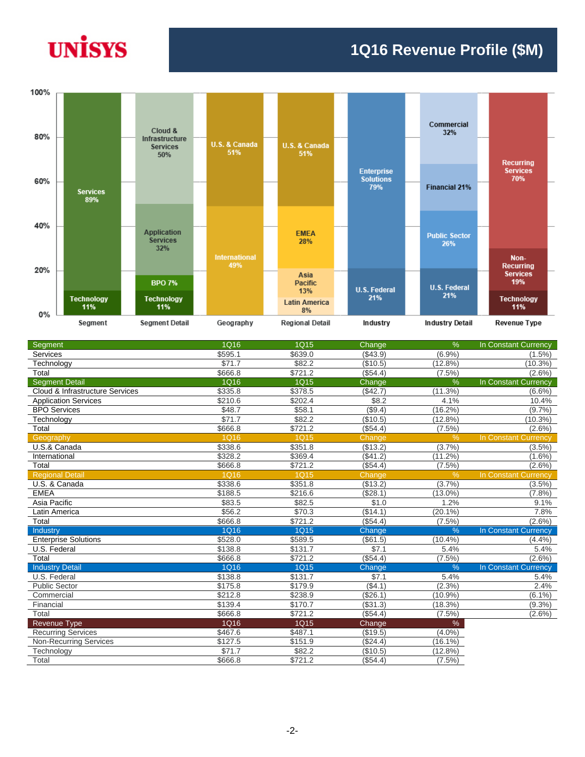# 1Q16 Revenue Profile ($M)

100%
80%
60%
40%
20%
0%

Segment: Services 89%, Technology 11%

Segment Detail: Cloud & Infrastructure Services 50%, Application Services 32%, BPO 7%, Technology 11%

Geography: U.S. & Canada 51%, International 49%

Regional Detail: U.S. & Canada 51%, EMEA 28%, Asia Pacific 13%, Latin America 8%

Industry: Enterprise Solutions 79%, U.S. Federal 21%

Industry Detail: Commercial 32%, Financial 21%, Public Sector 26%, U.S. Federal 21%

Revenue Type: Recurring Services 70%, Non-Recurring Services 19%, Technology 11%

| Segment | 1Q16 | 1Q15 | Change | % | In Constant Currency |
|---|---|---|---|---|---|
| Services | $595.1 | $639.0 | ($43.9) | (6.9%) | (1.5%) |
| Technology | $71.7 | $82.2 | ($10.5) | (12.8%) | (10.3%) |
| Total | $666.8 | $721.2 | ($54.4) | (7.5%) | (2.6%) |
| **Segment Detail** | **1Q16** | **1Q15** | **Change** | **%** | **In Constant Currency** |
| Cloud & Infrastructure Services | $335.8 | $378.5 | ($42.7) | (11.3%) | (6.6%) |
| Application Services | $210.6 | $202.4 | $8.2 | 4.1% | 10.4% |
| BPO Services | $48.7 | $58.1 | ($9.4) | (16.2%) | (9.7%) |
| Technology | $71.7 | $82.2 | ($10.5) | (12.8%) | (10.3%) |
| Total | $666.8 | $721.2 | ($54.4) | (7.5%) | (2.6%) |
| **Geography** | **1Q16** | **1Q15** | **Change** | **%** | **In Constant Currency** |
| U.S.& Canada | $338.6 | $351.8 | ($13.2) | (3.7%) | (3.5%) |
| International | $328.2 | $369.4 | ($41.2) | (11.2%) | (1.6%) |
| Total | $666.8 | $721.2 | ($54.4) | (7.5%) | (2.6%) |
| **Regional Detail** | **1Q16** | **1Q15** | **Change** | **%** | **In Constant Currency** |
| U.S. & Canada | $338.6 | $351.8 | ($13.2) | (3.7%) | (3.5%) |
| EMEA | $188.5 | $216.6 | ($28.1) | (13.0%) | (7.8%) |
| Asia Pacific | $83.5 | $82.5 | $1.0 | 1.2% | 9.1% |
| Latin America | $56.2 | $70.3 | ($14.1) | (20.1%) | 7.8% |
| Total | $666.8 | $721.2 | ($54.4) | (7.5%) | (2.6%) |
| **Industry** | **1Q16** | **1Q15** | **Change** | **%** | **In Constant Currency** |
| Enterprise Solutions | $528.0 | $589.5 | ($61.5) | (10.4%) | (4.4%) |
| U.S. Federal | $138.8 | $131.7 | $7.1 | 5.4% | 5.4% |
| Total | $666.8 | $721.2 | ($54.4) | (7.5%) | (2.6%) |
| **Industry Detail** | **1Q16** | **1Q15** | **Change** | **%** | **In Constant Currency** |
| U.S. Federal | $138.8 | $131.7 | $7.1 | 5.4% | 5.4% |
| Public Sector | $175.8 | $179.9 | ($4.1) | (2.3%) | 2.4% |
| Commercial | $212.8 | $238.9 | ($26.1) | (10.9%) | (6.1%) |
| Financial | $139.4 | $170.7 | ($31.3) | (18.3%) | (9.3%) |
| Total | $666.8 | $721.2 | ($54.4) | (7.5%) | (2.6%) |
| **Revenue Type** | **1Q16** | **1Q15** | **Change** | **%** | |
| Recurring Services | $467.6 | $487.1 | ($19.5) | (4.0%) | |
| Non-Recurring Services | $127.5 | $151.9 | ($24.4) | (16.1%) | |
| Technology | $71.7 | $82.2 | ($10.5) | (12.8%) | |
| Total | $666.8 | $721.2 | ($54.4) | (7.5%) | |